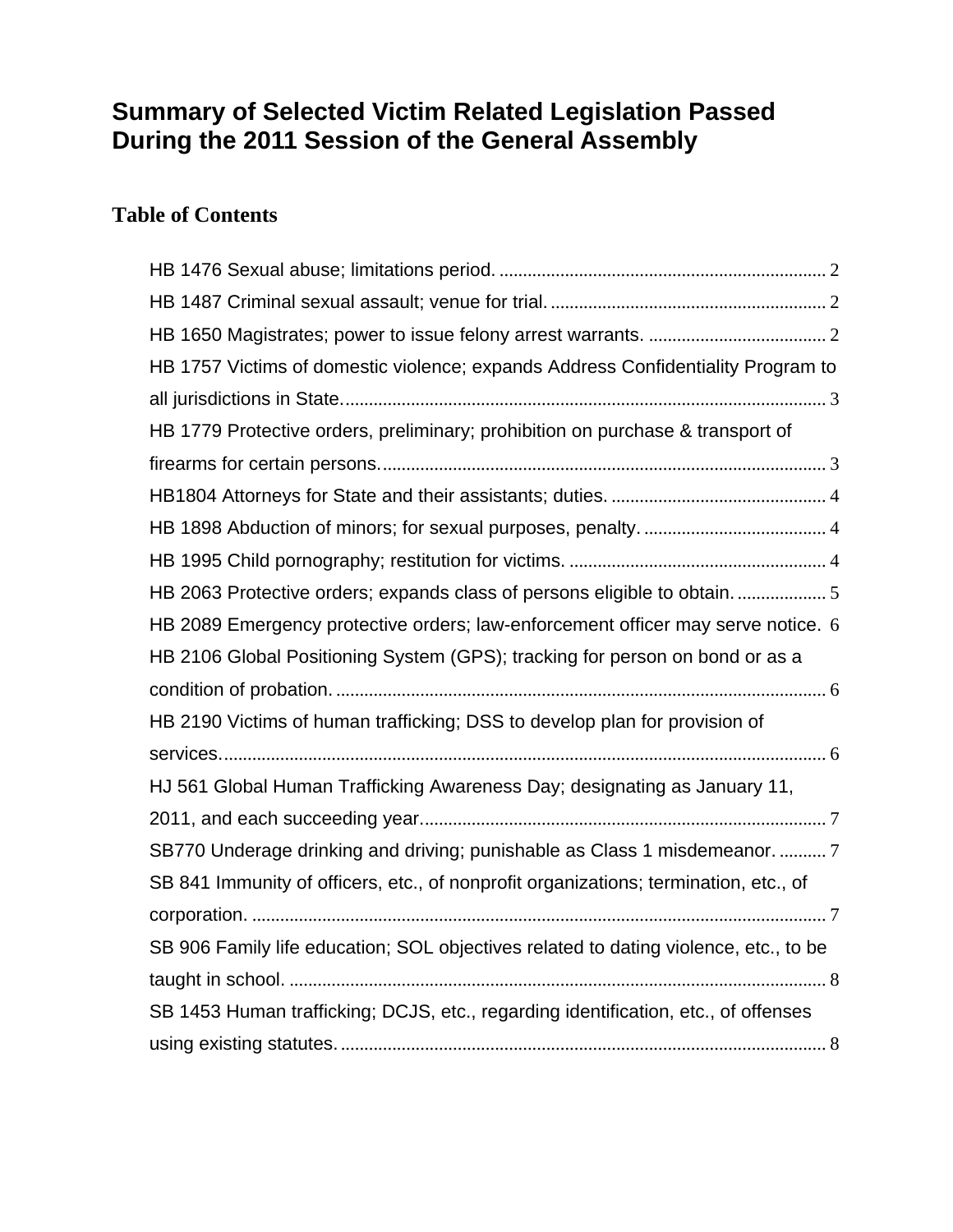# Summary of Selected Victim Related Legislation Passed During the 2011 Session of the General Assembly

## Table of Contents

HB 1476 Sexual abuse; limitations period. ..................................................................... 2

HB 1487 Criminal sexual assault; venue for trial. ........................................................... 2

HB 1650 Magistrates; power to issue felony arrest warrants. ...................................... 2

HB 1757 Victims of domestic violence; expands Address Confidentiality Program to all jurisdictions in State. ...................................................................................................... 3

HB 1779 Protective orders, preliminary; prohibition on purchase & transport of firearms for certain persons. ............................................................................................... 3

HB1804 Attorneys for State and their assistants; duties. .............................................. 4

HB 1898 Abduction of minors; for sexual purposes, penalty. ....................................... 4

HB 1995 Child pornography; restitution for victims. ...................................................... 4

HB 2063 Protective orders; expands class of persons eligible to obtain. ................... 5

HB 2089 Emergency protective orders; law-enforcement officer may serve notice. 6

HB 2106 Global Positioning System (GPS); tracking for person on bond or as a condition of probation. ......................................................................................................... 6

HB 2190 Victims of human trafficking; DSS to develop plan for provision of services. ................................................................................................................................. 6

HJ 561 Global Human Trafficking Awareness Day; designating as January 11, 2011, and each succeeding year. ...................................................................................... 7

SB770 Underage drinking and driving; punishable as Class 1 misdemeanor. .......... 7

SB 841 Immunity of officers, etc., of nonprofit organizations; termination, etc., of corporation. ........................................................................................................................... 7

SB 906 Family life education; SOL objectives related to dating violence, etc., to be taught in school. .................................................................................................................. 8

SB 1453 Human trafficking; DCJS, etc., regarding identification, etc., of offenses using existing statutes. ........................................................................................................ 8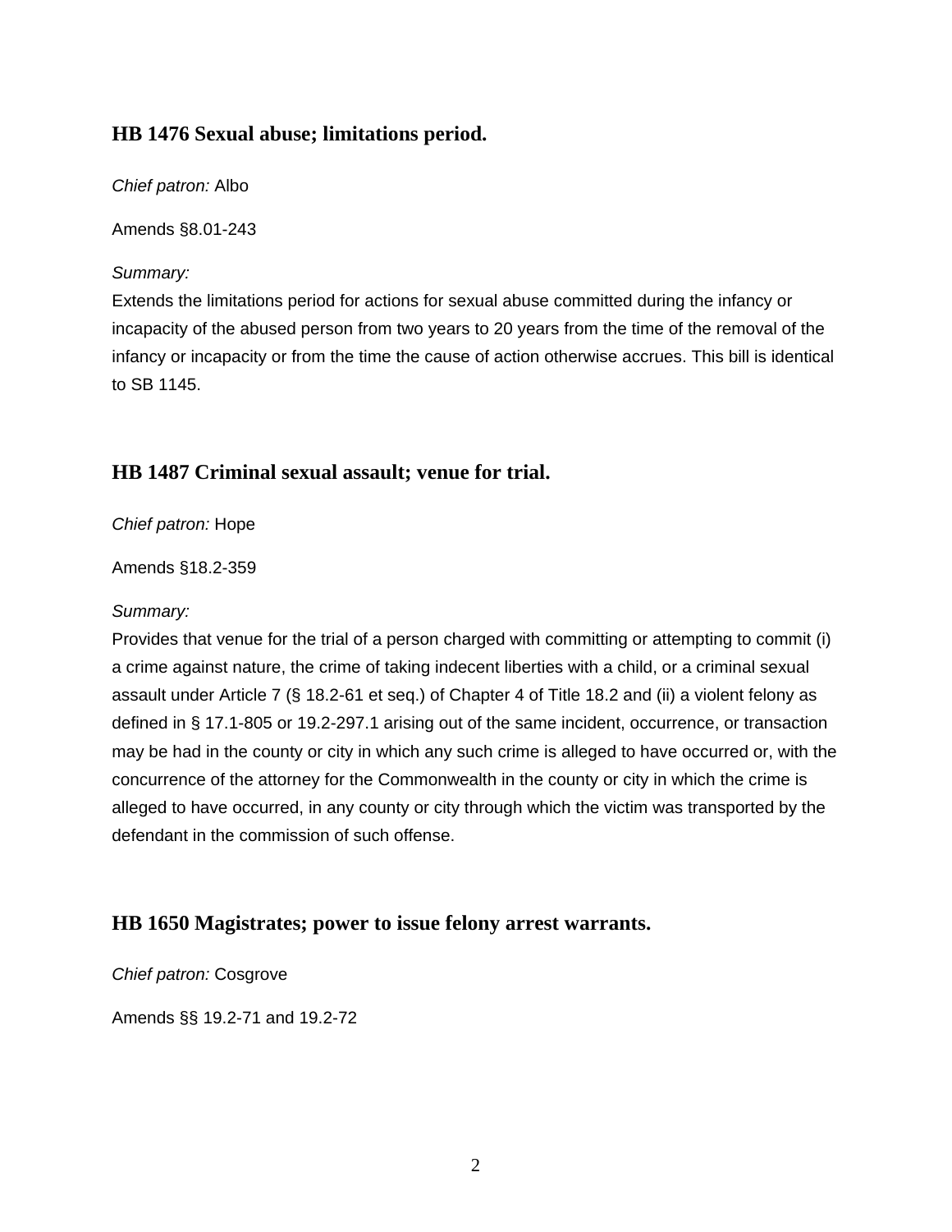## HB 1476 Sexual abuse; limitations period.

*Chief patron:* Albo

Amends §8.01-243

*Summary:*
Extends the limitations period for actions for sexual abuse committed during the infancy or incapacity of the abused person from two years to 20 years from the time of the removal of the infancy or incapacity or from the time the cause of action otherwise accrues. This bill is identical to SB 1145.

## HB 1487 Criminal sexual assault; venue for trial.

*Chief patron:* Hope

Amends §18.2-359

*Summary:*
Provides that venue for the trial of a person charged with committing or attempting to commit (i) a crime against nature, the crime of taking indecent liberties with a child, or a criminal sexual assault under Article 7 (§ 18.2-61 et seq.) of Chapter 4 of Title 18.2 and (ii) a violent felony as defined in § 17.1-805 or 19.2-297.1 arising out of the same incident, occurrence, or transaction may be had in the county or city in which any such crime is alleged to have occurred or, with the concurrence of the attorney for the Commonwealth in the county or city in which the crime is alleged to have occurred, in any county or city through which the victim was transported by the defendant in the commission of such offense.

## HB 1650 Magistrates; power to issue felony arrest warrants.

*Chief patron:* Cosgrove

Amends §§ 19.2-71 and 19.2-72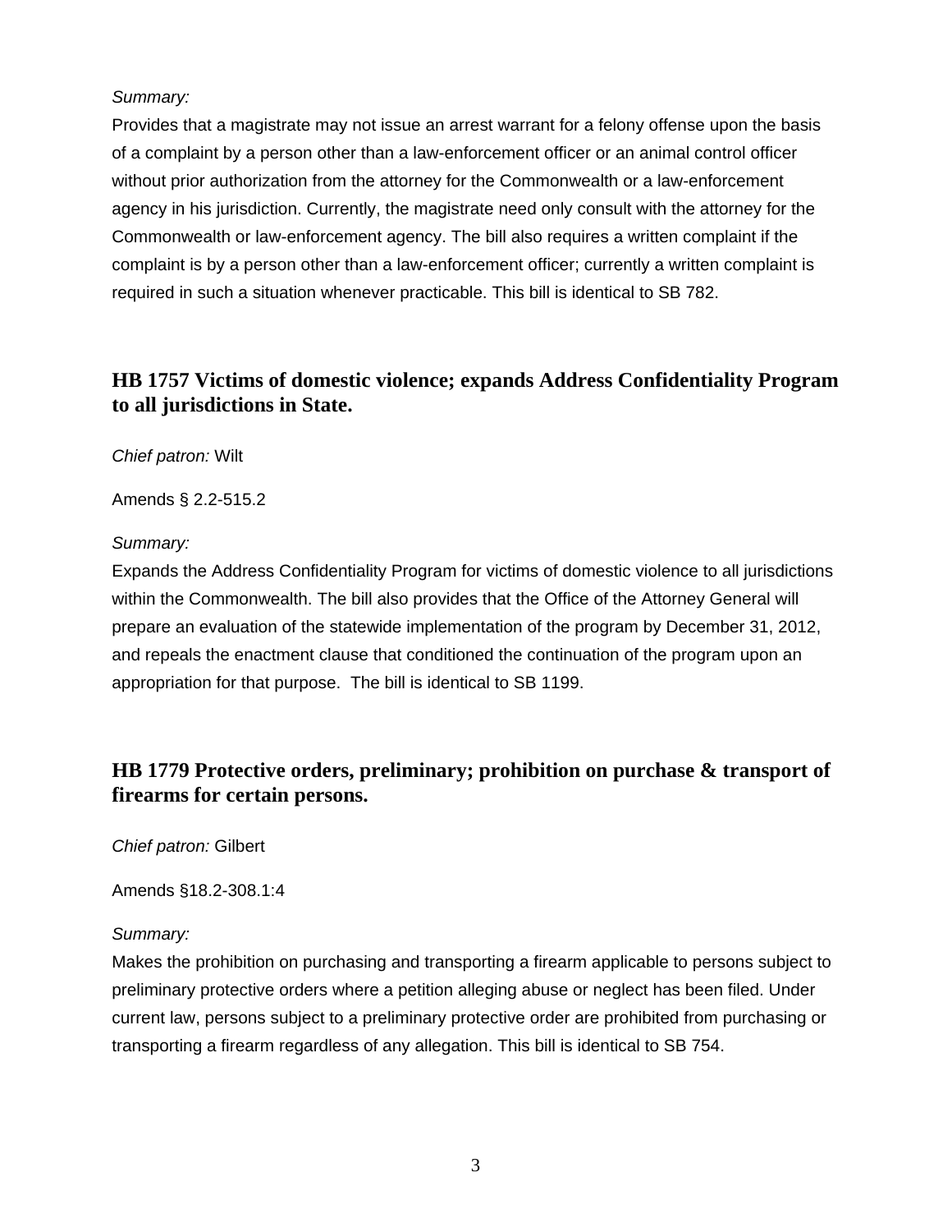*Summary:*

Provides that a magistrate may not issue an arrest warrant for a felony offense upon the basis of a complaint by a person other than a law-enforcement officer or an animal control officer without prior authorization from the attorney for the Commonwealth or a law-enforcement agency in his jurisdiction. Currently, the magistrate need only consult with the attorney for the Commonwealth or law-enforcement agency. The bill also requires a written complaint if the complaint is by a person other than a law-enforcement officer; currently a written complaint is required in such a situation whenever practicable. This bill is identical to SB 782.

## HB 1757 Victims of domestic violence; expands Address Confidentiality Program to all jurisdictions in State.

*Chief patron:* Wilt

Amends § 2.2-515.2

*Summary:*

Expands the Address Confidentiality Program for victims of domestic violence to all jurisdictions within the Commonwealth. The bill also provides that the Office of the Attorney General will prepare an evaluation of the statewide implementation of the program by December 31, 2012, and repeals the enactment clause that conditioned the continuation of the program upon an appropriation for that purpose. The bill is identical to SB 1199.

## HB 1779 Protective orders, preliminary; prohibition on purchase & transport of firearms for certain persons.

*Chief patron:* Gilbert

Amends §18.2-308.1:4

*Summary:*

Makes the prohibition on purchasing and transporting a firearm applicable to persons subject to preliminary protective orders where a petition alleging abuse or neglect has been filed. Under current law, persons subject to a preliminary protective order are prohibited from purchasing or transporting a firearm regardless of any allegation. This bill is identical to SB 754.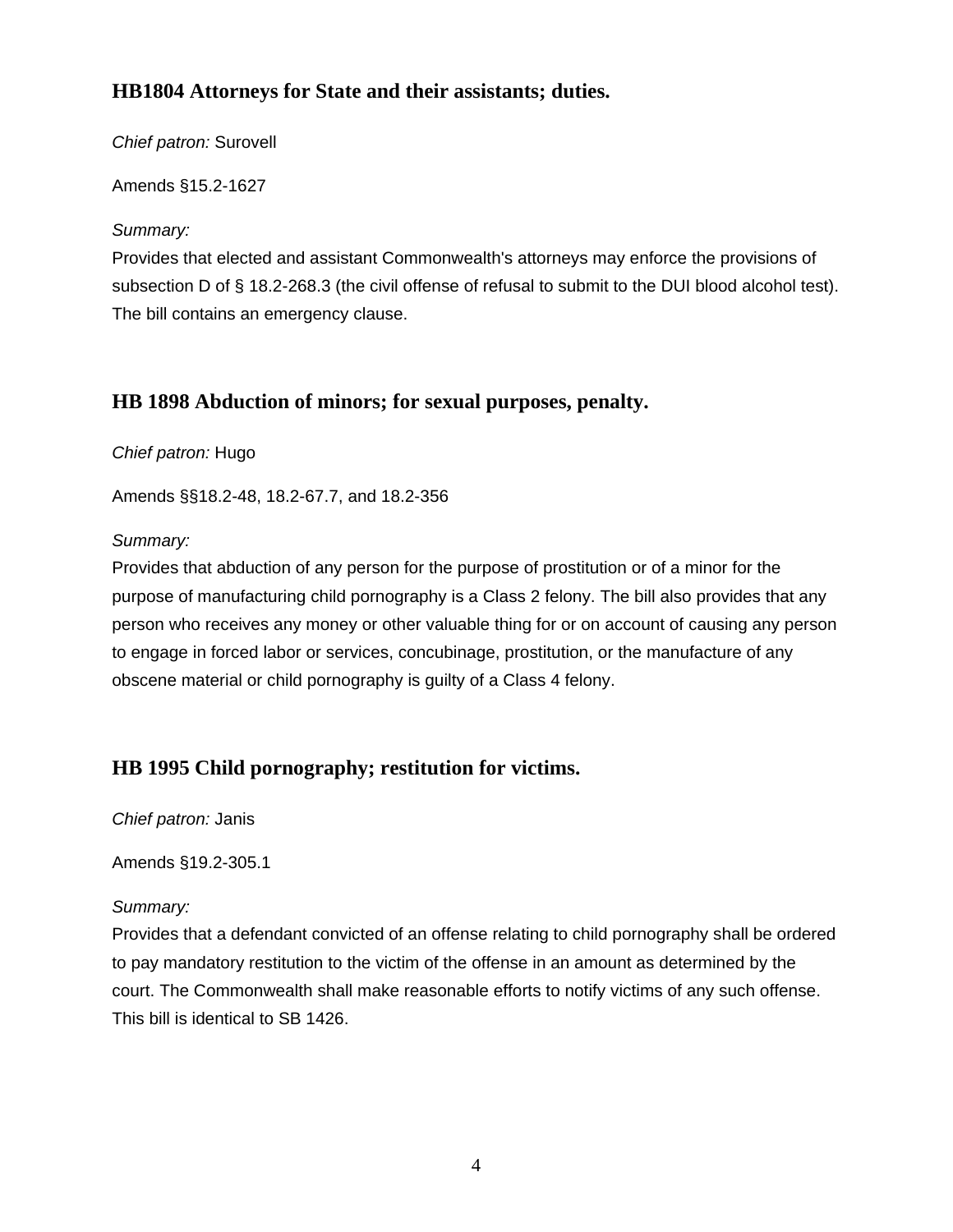### HB1804 Attorneys for State and their assistants; duties.

*Chief patron:* Surovell

Amends §15.2-1627

*Summary:*
Provides that elected and assistant Commonwealth's attorneys may enforce the provisions of subsection D of § 18.2-268.3 (the civil offense of refusal to submit to the DUI blood alcohol test). The bill contains an emergency clause.

### HB 1898 Abduction of minors; for sexual purposes, penalty.

*Chief patron:* Hugo

Amends §§18.2-48, 18.2-67.7, and 18.2-356

*Summary:*
Provides that abduction of any person for the purpose of prostitution or of a minor for the purpose of manufacturing child pornography is a Class 2 felony. The bill also provides that any person who receives any money or other valuable thing for or on account of causing any person to engage in forced labor or services, concubinage, prostitution, or the manufacture of any obscene material or child pornography is guilty of a Class 4 felony.

### HB 1995 Child pornography; restitution for victims.

*Chief patron:* Janis

Amends §19.2-305.1

*Summary:*
Provides that a defendant convicted of an offense relating to child pornography shall be ordered to pay mandatory restitution to the victim of the offense in an amount as determined by the court. The Commonwealth shall make reasonable efforts to notify victims of any such offense. This bill is identical to SB 1426.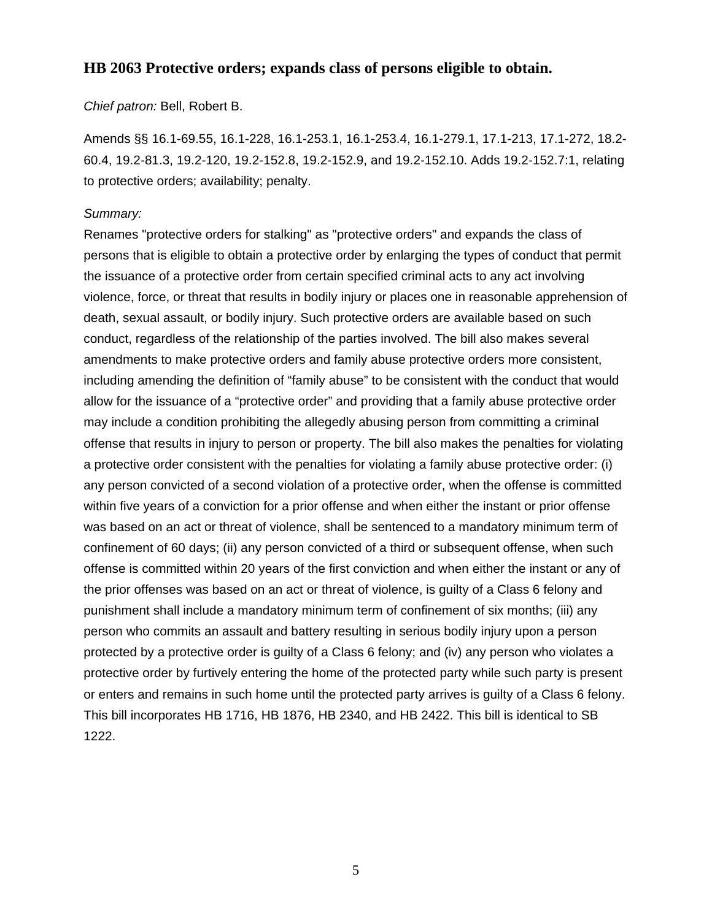### HB 2063 Protective orders; expands class of persons eligible to obtain.

*Chief patron:* Bell, Robert B.

Amends §§ 16.1-69.55, 16.1-228, 16.1-253.1, 16.1-253.4, 16.1-279.1, 17.1-213, 17.1-272, 18.2-60.4, 19.2-81.3, 19.2-120, 19.2-152.8, 19.2-152.9, and 19.2-152.10. Adds 19.2-152.7:1, relating to protective orders; availability; penalty.

*Summary:*

Renames "protective orders for stalking" as "protective orders" and expands the class of persons that is eligible to obtain a protective order by enlarging the types of conduct that permit the issuance of a protective order from certain specified criminal acts to any act involving violence, force, or threat that results in bodily injury or places one in reasonable apprehension of death, sexual assault, or bodily injury. Such protective orders are available based on such conduct, regardless of the relationship of the parties involved. The bill also makes several amendments to make protective orders and family abuse protective orders more consistent, including amending the definition of "family abuse" to be consistent with the conduct that would allow for the issuance of a "protective order" and providing that a family abuse protective order may include a condition prohibiting the allegedly abusing person from committing a criminal offense that results in injury to person or property. The bill also makes the penalties for violating a protective order consistent with the penalties for violating a family abuse protective order: (i) any person convicted of a second violation of a protective order, when the offense is committed within five years of a conviction for a prior offense and when either the instant or prior offense was based on an act or threat of violence, shall be sentenced to a mandatory minimum term of confinement of 60 days; (ii) any person convicted of a third or subsequent offense, when such offense is committed within 20 years of the first conviction and when either the instant or any of the prior offenses was based on an act or threat of violence, is guilty of a Class 6 felony and punishment shall include a mandatory minimum term of confinement of six months; (iii) any person who commits an assault and battery resulting in serious bodily injury upon a person protected by a protective order is guilty of a Class 6 felony; and (iv) any person who violates a protective order by furtively entering the home of the protected party while such party is present or enters and remains in such home until the protected party arrives is guilty of a Class 6 felony. This bill incorporates HB 1716, HB 1876, HB 2340, and HB 2422. This bill is identical to SB 1222.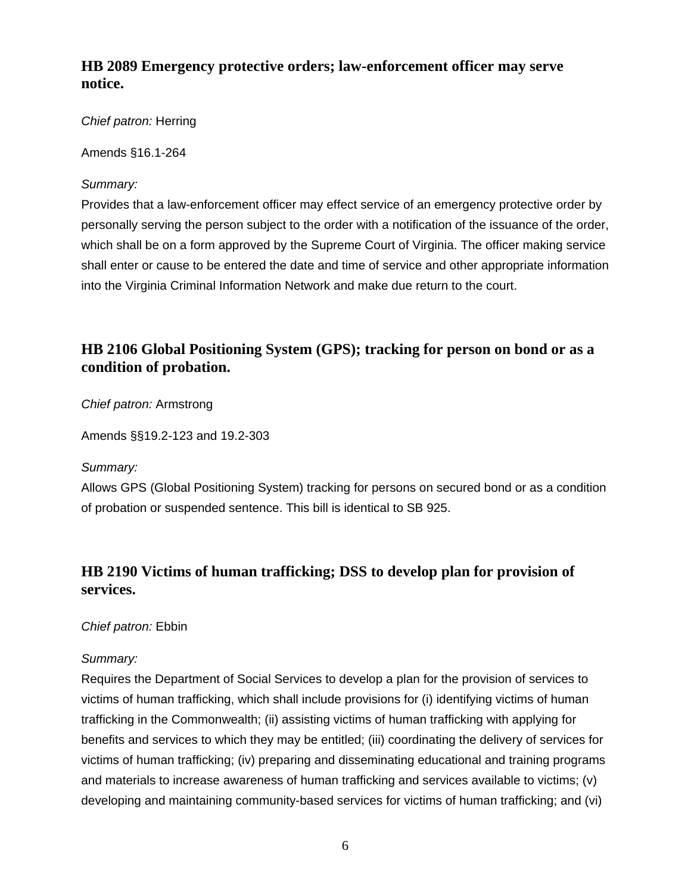## HB 2089 Emergency protective orders; law-enforcement officer may serve notice.

*Chief patron:* Herring

Amends §16.1-264

*Summary:*
Provides that a law-enforcement officer may effect service of an emergency protective order by personally serving the person subject to the order with a notification of the issuance of the order, which shall be on a form approved by the Supreme Court of Virginia. The officer making service shall enter or cause to be entered the date and time of service and other appropriate information into the Virginia Criminal Information Network and make due return to the court.

## HB 2106 Global Positioning System (GPS); tracking for person on bond or as a condition of probation.

*Chief patron:* Armstrong

Amends §§19.2-123 and 19.2-303

*Summary:*
Allows GPS (Global Positioning System) tracking for persons on secured bond or as a condition of probation or suspended sentence. This bill is identical to SB 925.

## HB 2190 Victims of human trafficking; DSS to develop plan for provision of services.

*Chief patron:* Ebbin

*Summary:*
Requires the Department of Social Services to develop a plan for the provision of services to victims of human trafficking, which shall include provisions for (i) identifying victims of human trafficking in the Commonwealth; (ii) assisting victims of human trafficking with applying for benefits and services to which they may be entitled; (iii) coordinating the delivery of services for victims of human trafficking; (iv) preparing and disseminating educational and training programs and materials to increase awareness of human trafficking and services available to victims; (v) developing and maintaining community-based services for victims of human trafficking; and (vi)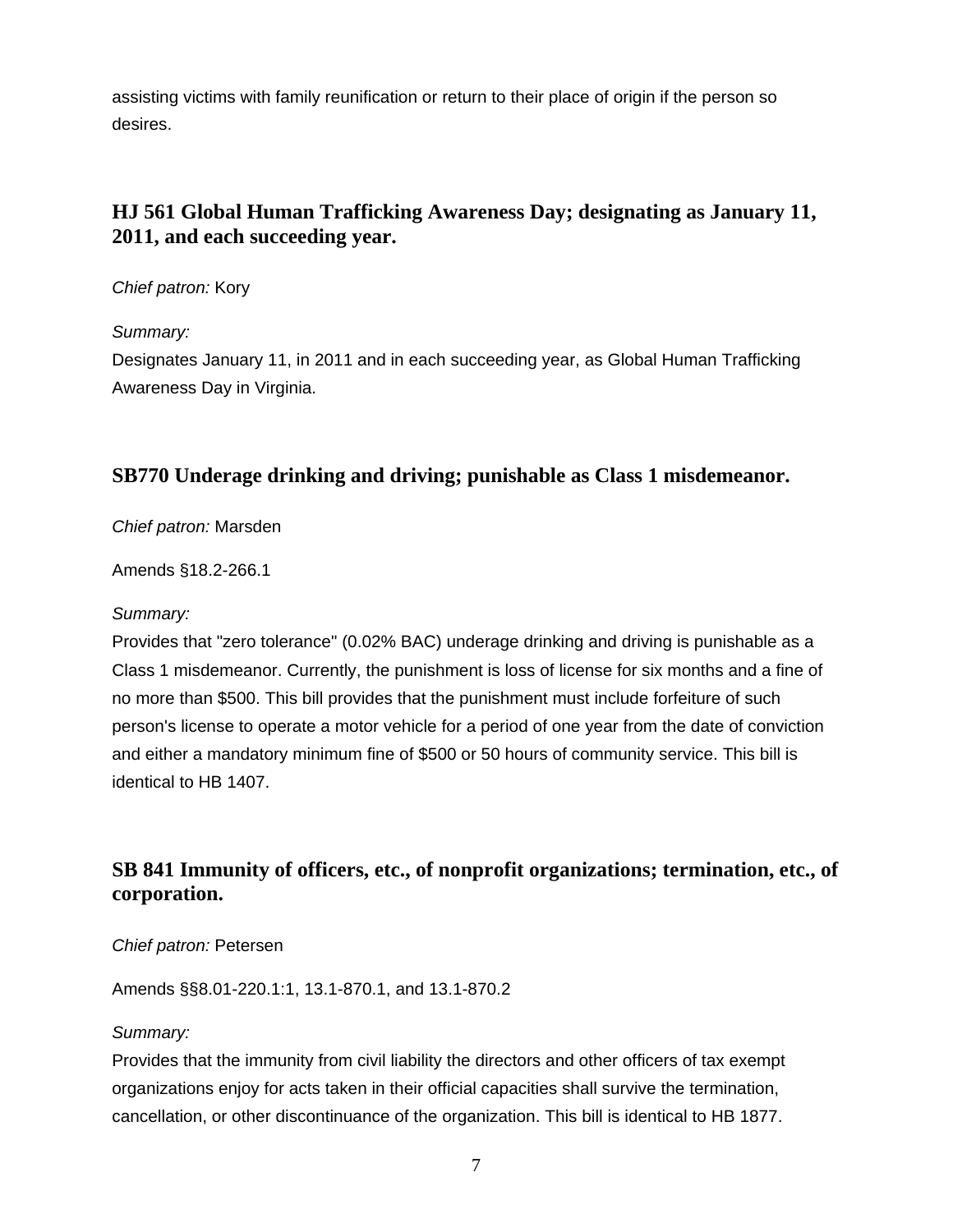assisting victims with family reunification or return to their place of origin if the person so desires.

### HJ 561 Global Human Trafficking Awareness Day; designating as January 11, 2011, and each succeeding year.

*Chief patron:* Kory

*Summary:*
Designates January 11, in 2011 and in each succeeding year, as Global Human Trafficking Awareness Day in Virginia.

### SB770 Underage drinking and driving; punishable as Class 1 misdemeanor.

*Chief patron:* Marsden

Amends §18.2-266.1

*Summary:*
Provides that "zero tolerance" (0.02% BAC) underage drinking and driving is punishable as a Class 1 misdemeanor. Currently, the punishment is loss of license for six months and a fine of no more than $500. This bill provides that the punishment must include forfeiture of such person's license to operate a motor vehicle for a period of one year from the date of conviction and either a mandatory minimum fine of $500 or 50 hours of community service. This bill is identical to HB 1407.

### SB 841 Immunity of officers, etc., of nonprofit organizations; termination, etc., of corporation.

*Chief patron:* Petersen

Amends §§8.01-220.1:1, 13.1-870.1, and 13.1-870.2

*Summary:*
Provides that the immunity from civil liability the directors and other officers of tax exempt organizations enjoy for acts taken in their official capacities shall survive the termination, cancellation, or other discontinuance of the organization. This bill is identical to HB 1877.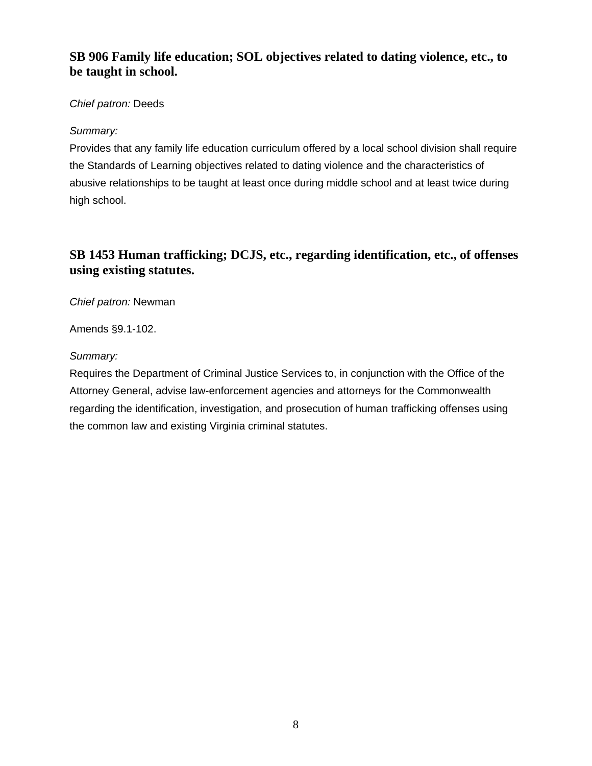### SB 906 Family life education; SOL objectives related to dating violence, etc., to be taught in school.

*Chief patron:* Deeds

*Summary:*

Provides that any family life education curriculum offered by a local school division shall require the Standards of Learning objectives related to dating violence and the characteristics of abusive relationships to be taught at least once during middle school and at least twice during high school.

### SB 1453 Human trafficking; DCJS, etc., regarding identification, etc., of offenses using existing statutes.

*Chief patron:* Newman

Amends §9.1-102.

*Summary:*

Requires the Department of Criminal Justice Services to, in conjunction with the Office of the Attorney General, advise law-enforcement agencies and attorneys for the Commonwealth regarding the identification, investigation, and prosecution of human trafficking offenses using the common law and existing Virginia criminal statutes.